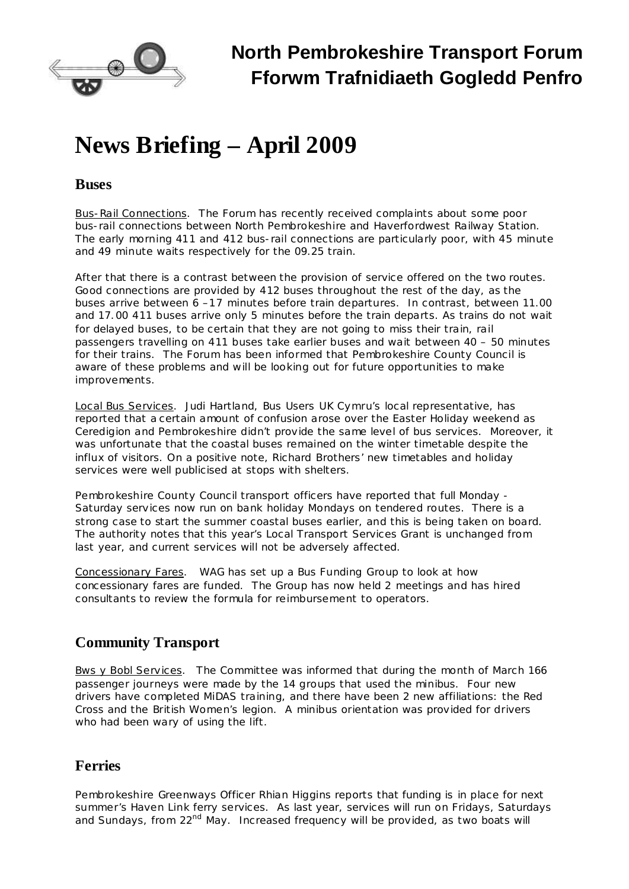# North Pembrokeshire Transport Forum
# Fforwm Trafnidiaeth Gogledd Penfro

# News Briefing – April 2009

## Buses

Bus-Rail Connections. The Forum has recently received complaints about some poor bus-rail connections between North Pembrokeshire and Haverfordwest Railway Station. The early morning 411 and 412 bus-rail connections are particularly poor, with 45 minute and 49 minute waits respectively for the 09.25 train.

After that there is a contrast between the provision of service offered on the two routes. Good connections are provided by 412 buses throughout the rest of the day, as the buses arrive between 6 –17 minutes before train departures. In contrast, between 11.00 and 17.00 411 buses arrive only 5 minutes before the train departs. As trains do not wait for delayed buses, to be certain that they are not going to miss their train, rail passengers travelling on 411 buses take earlier buses and wait between 40 – 50 minutes for their trains. The Forum has been informed that Pembrokeshire County Council is aware of these problems and will be looking out for future opportunities to make improvements.

Local Bus Services. Judi Hartland, Bus Users UK Cymru's local representative, has reported that a certain amount of confusion arose over the Easter Holiday weekend as Ceredigion and Pembrokeshire didn't provide the same level of bus services. Moreover, it was unfortunate that the coastal buses remained on the winter timetable despite the influx of visitors. On a positive note, Richard Brothers' new timetables and holiday services were well publicised at stops with shelters.

Pembrokeshire County Council transport officers have reported that full Monday - Saturday services now run on bank holiday Mondays on tendered routes. There is a strong case to start the summer coastal buses earlier, and this is being taken on board. The authority notes that this year's Local Transport Services Grant is unchanged from last year, and current services will not be adversely affected.

Concessionary Fares. WAG has set up a Bus Funding Group to look at how concessionary fares are funded. The Group has now held 2 meetings and has hired consultants to review the formula for reimbursement to operators.

## Community Transport

Bws y Bobl Services. The Committee was informed that during the month of March 166 passenger journeys were made by the 14 groups that used the minibus. Four new drivers have completed MiDAS training, and there have been 2 new affiliations: the Red Cross and the British Women's legion. A minibus orientation was provided for drivers who had been wary of using the lift.

## Ferries

Pembrokeshire Greenways Officer Rhian Higgins reports that funding is in place for next summer's Haven Link ferry services. As last year, services will run on Fridays, Saturdays and Sundays, from 22nd May. Increased frequency will be provided, as two boats will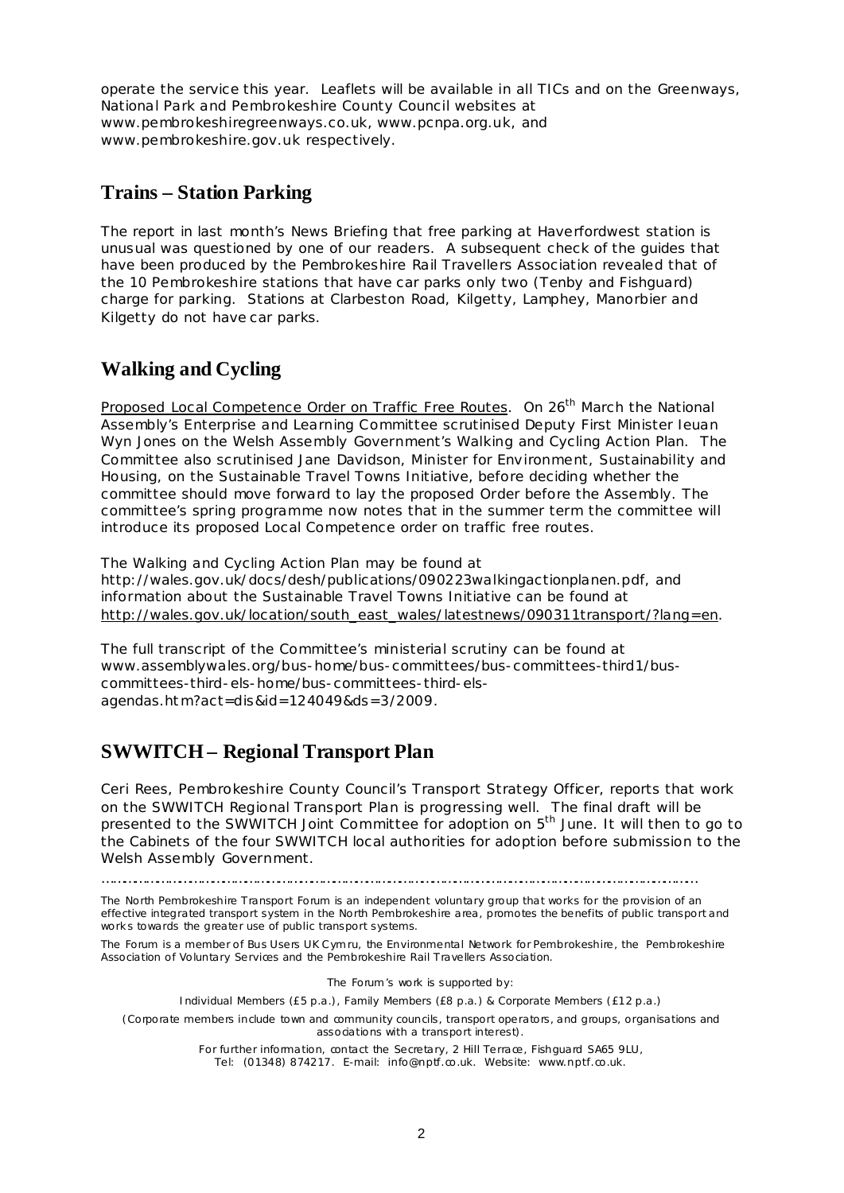operate the service this year. Leaflets will be available in all TICs and on the Greenways, National Park and Pembrokeshire County Council websites at www.pembrokeshiregreenways.co.uk, www.pcnpa.org.uk, and www.pembrokeshire.gov.uk respectively.

## Trains – Station Parking

The report in last month's News Briefing that free parking at Haverfordwest station is unusual was questioned by one of our readers. A subsequent check of the guides that have been produced by the Pembrokeshire Rail Travellers Association revealed that of the 10 Pembrokeshire stations that have car parks only two (Tenby and Fishguard) charge for parking. Stations at Clarbeston Road, Kilgetty, Lamphey, Manorbier and Kilgetty do not have car parks.

## Walking and Cycling

Proposed Local Competence Order on Traffic Free Routes. On 26th March the National Assembly's Enterprise and Learning Committee scrutinised Deputy First Minister Ieuan Wyn Jones on the Welsh Assembly Government's Walking and Cycling Action Plan. The Committee also scrutinised Jane Davidson, Minister for Environment, Sustainability and Housing, on the Sustainable Travel Towns Initiative, before deciding whether the committee should move forward to lay the proposed Order before the Assembly. The committee's spring programme now notes that in the summer term the committee will introduce its proposed Local Competence order on traffic free routes.

The Walking and Cycling Action Plan may be found at http://wales.gov.uk/docs/desh/publications/090223walkingactionplanen.pdf, and information about the Sustainable Travel Towns Initiative can be found at http://wales.gov.uk/location/south_east_wales/latestnews/090311transport/?lang=en.

The full transcript of the Committee's ministerial scrutiny can be found at www.assemblywales.org/bus-home/bus-committees/bus-committees-third1/bus-committees-third-els-home/bus-committees-third-els-agendas.htm?act=dis&id=124049&ds=3/2009.

## SWWITCH – Regional Transport Plan

Ceri Rees, Pembrokeshire County Council's Transport Strategy Officer, reports that work on the SWWITCH Regional Transport Plan is progressing well. The final draft will be presented to the SWWITCH Joint Committee for adoption on 5th June. It will then to go to the Cabinets of the four SWWITCH local authorities for adoption before submission to the Welsh Assembly Government.

---

*The North Pembrokeshire Transport Forum is an independent voluntary group that works for the provision of an effective integrated transport system in the North Pembrokeshire area, promotes the benefits of public transport and works towards the greater use of public transport systems.*

*The Forum is a member of Bus Users UK Cymru, the Environmental Network for Pembrokeshire, the Pembrokeshire Association of Voluntary Services and the Pembrokeshire Rail Travellers Association.*

*The Forum's work is supported by:*

*Individual Members (£5 p.a.), Family Members (£8 p.a.) & Corporate Members (£12 p.a.)*

*(Corporate members include town and community councils, transport operators, and groups, organisations and associations with a transport interest).*

*For further information, contact the Secretary, 2 Hill Terrace, Fishguard SA65 9LU, Tel: (01348) 874217. E-mail: info@nptf.co.uk. Website: www.nptf.co.uk.*